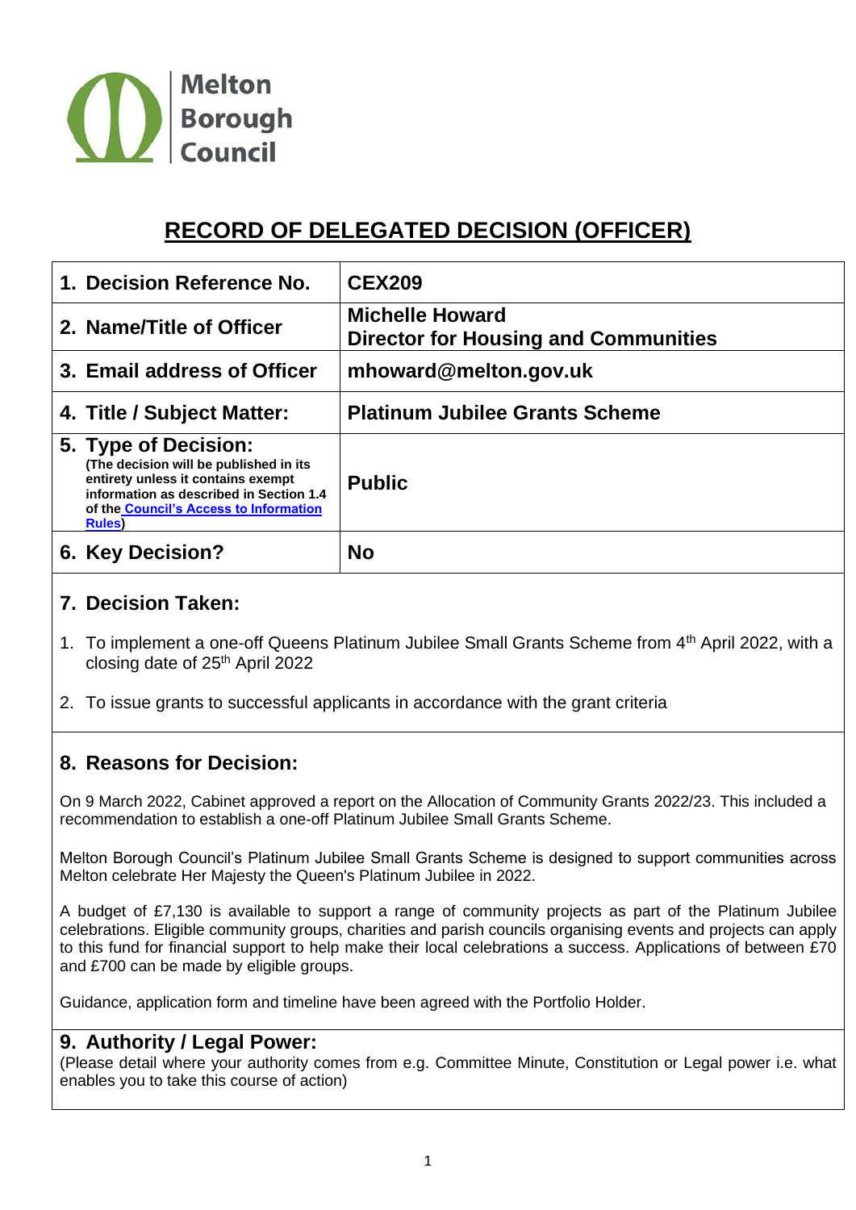Melton Borough Council

# RECORD OF DELEGATED DECISION (OFFICER)

| | |
|---|---|
| **1. Decision Reference No.** | **CEX209** |
| **2. Name/Title of Officer** | **Michelle Howard**<br>**Director for Housing and Communities** |
| **3. Email address of Officer** | **mhoward@melton.gov.uk** |
| **4. Title / Subject Matter:** | **Platinum Jubilee Grants Scheme** |
| **5. Type of Decision:**<br>**(The decision will be published in its entirety unless it contains exempt information as described in Section 1.4 of the Council's Access to Information Rules)** | **Public** |
| **6. Key Decision?** | **No** |

## 7. Decision Taken:

1. To implement a one-off Queens Platinum Jubilee Small Grants Scheme from 4th April 2022, with a closing date of 25th April 2022
2. To issue grants to successful applicants in accordance with the grant criteria

## 8. Reasons for Decision:

On 9 March 2022, Cabinet approved a report on the Allocation of Community Grants 2022/23. This included a recommendation to establish a one-off Platinum Jubilee Small Grants Scheme.

Melton Borough Council's Platinum Jubilee Small Grants Scheme is designed to support communities across Melton celebrate Her Majesty the Queen's Platinum Jubilee in 2022.

A budget of £7,130 is available to support a range of community projects as part of the Platinum Jubilee celebrations. Eligible community groups, charities and parish councils organising events and projects can apply to this fund for financial support to help make their local celebrations a success. Applications of between £70 and £700 can be made by eligible groups.

Guidance, application form and timeline have been agreed with the Portfolio Holder.

## 9. Authority / Legal Power:

(Please detail where your authority comes from e.g. Committee Minute, Constitution or Legal power i.e. what enables you to take this course of action)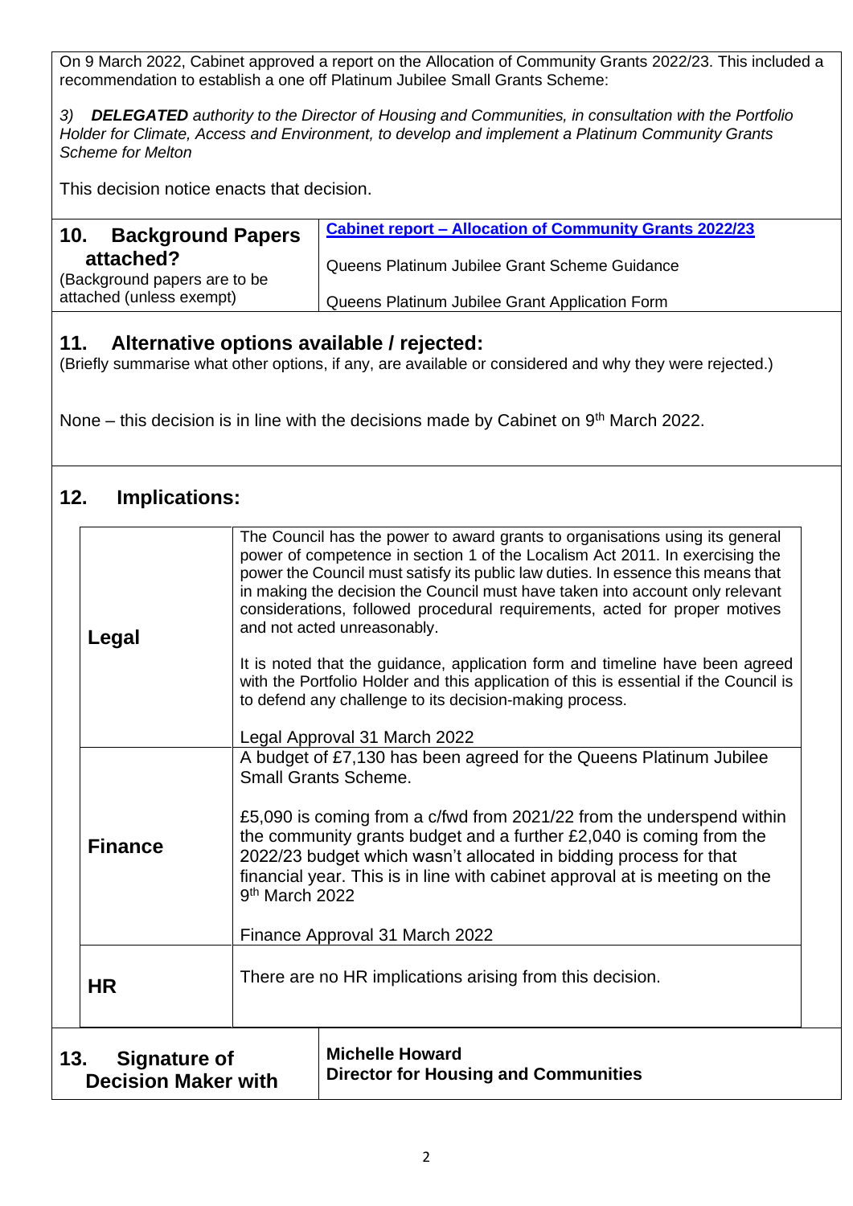On 9 March 2022, Cabinet approved a report on the Allocation of Community Grants 2022/23. This included a recommendation to establish a one off Platinum Jubilee Small Grants Scheme:

*3) **DELEGATED** authority to the Director of Housing and Communities, in consultation with the Portfolio Holder for Climate, Access and Environment, to develop and implement a Platinum Community Grants Scheme for Melton*

This decision notice enacts that decision.

| **10. Background Papers attached?** (Background papers are to be attached (unless exempt) | **Cabinet report – Allocation of Community Grants 2022/23**<br><br>Queens Platinum Jubilee Grant Scheme Guidance<br><br>Queens Platinum Jubilee Grant Application Form |
|---|---|

## 11. Alternative options available / rejected:

(Briefly summarise what other options, if any, are available or considered and why they were rejected.)

None – this decision is in line with the decisions made by Cabinet on 9th March 2022.

## 12. Implications:

| | |
|---|---|
| **Legal** | The Council has the power to award grants to organisations using its general power of competence in section 1 of the Localism Act 2011. In exercising the power the Council must satisfy its public law duties. In essence this means that in making the decision the Council must have taken into account only relevant considerations, followed procedural requirements, acted for proper motives and not acted unreasonably.<br><br>It is noted that the guidance, application form and timeline have been agreed with the Portfolio Holder and this application of this is essential if the Council is to defend any challenge to its decision-making process.<br><br>Legal Approval 31 March 2022 |
| **Finance** | A budget of £7,130 has been agreed for the Queens Platinum Jubilee Small Grants Scheme.<br><br>£5,090 is coming from a c/fwd from 2021/22 from the underspend within the community grants budget and a further £2,040 is coming from the 2022/23 budget which wasn't allocated in bidding process for that financial year. This is in line with cabinet approval at is meeting on the 9th March 2022<br><br>Finance Approval 31 March 2022 |
| **HR** | There are no HR implications arising from this decision. |

| **13. Signature of Decision Maker with** | **Michelle Howard**<br>**Director for Housing and Communities** |
|---|---|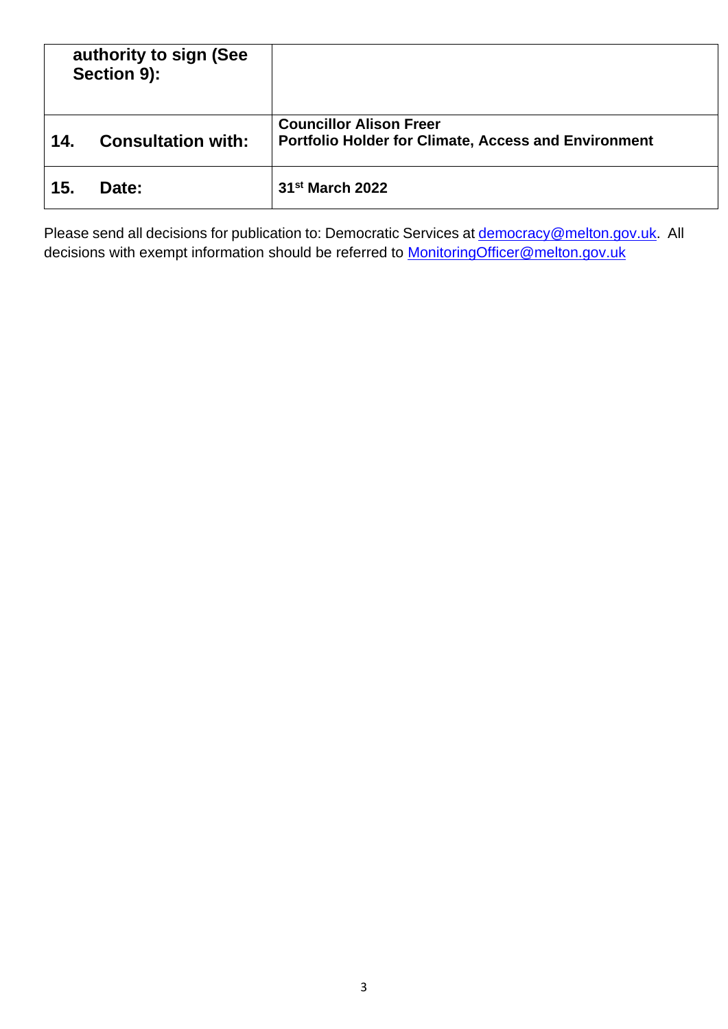| | |
|---|---|
| **authority to sign (See Section 9):** | |
| **14. Consultation with:** | **Councillor Alison Freer**<br>**Portfolio Holder for Climate, Access and Environment** |
| **15. Date:** | **31st March 2022** |

Please send all decisions for publication to: Democratic Services at democracy@melton.gov.uk. All decisions with exempt information should be referred to MonitoringOfficer@melton.gov.uk